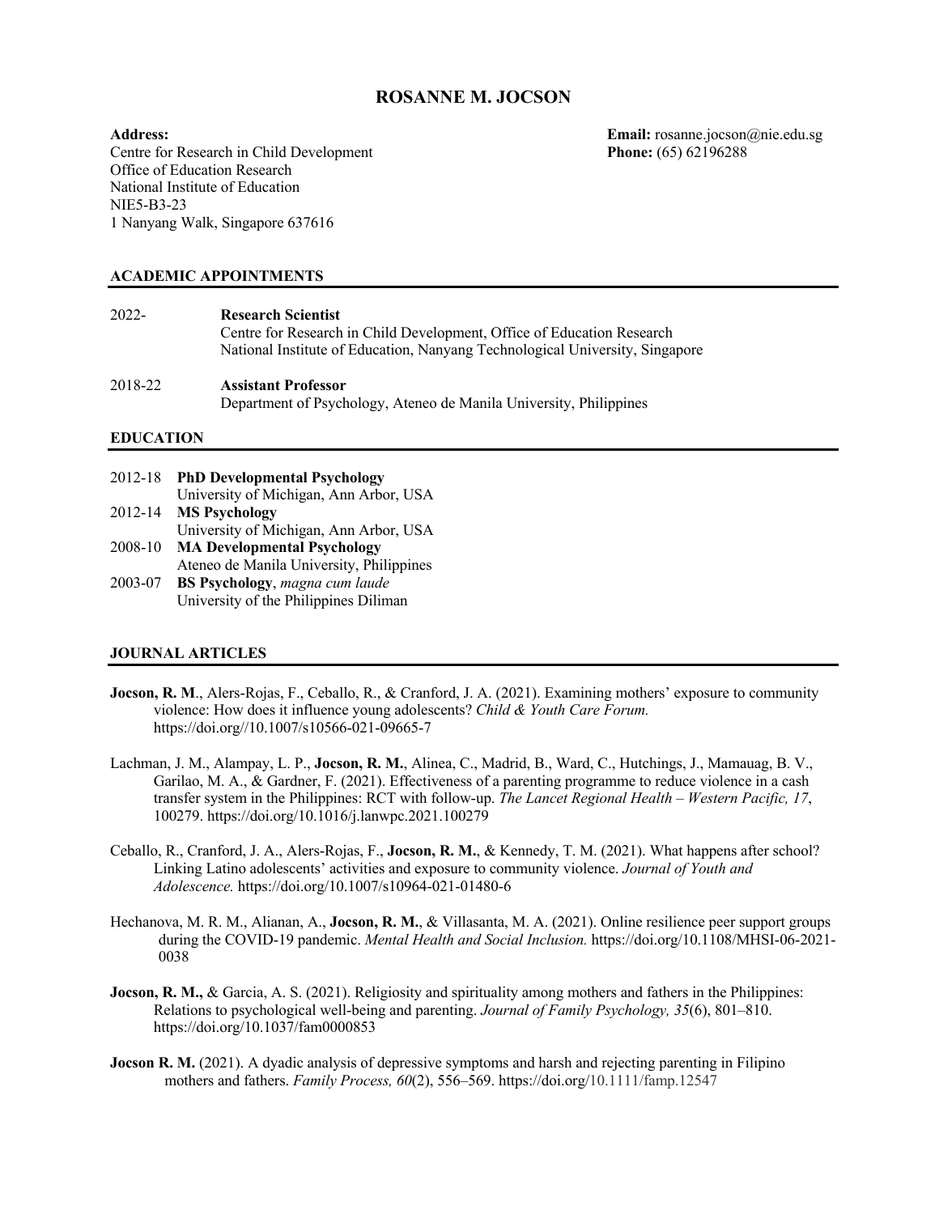# ROSANNE M. JOCSON

**Address:**
Centre for Research in Child Development
Office of Education Research
National Institute of Education
NIE5-B3-23
1 Nanyang Walk, Singapore 637616

**Email:** rosanne.jocson@nie.edu.sg
**Phone:** (65) 62196288

## ACADEMIC APPOINTMENTS

2022- **Research Scientist**
Centre for Research in Child Development, Office of Education Research
National Institute of Education, Nanyang Technological University, Singapore

2018-22 **Assistant Professor**
Department of Psychology, Ateneo de Manila University, Philippines

## EDUCATION

2012-18 **PhD Developmental Psychology**
University of Michigan, Ann Arbor, USA

2012-14 **MS Psychology**
University of Michigan, Ann Arbor, USA

2008-10 **MA Developmental Psychology**
Ateneo de Manila University, Philippines

2003-07 **BS Psychology**, *magna cum laude*
University of the Philippines Diliman

## JOURNAL ARTICLES

**Jocson, R. M**., Alers-Rojas, F., Ceballo, R., & Cranford, J. A. (2021). Examining mothers' exposure to community violence: How does it influence young adolescents? *Child & Youth Care Forum.* https://doi.org//10.1007/s10566-021-09665-7

Lachman, J. M., Alampay, L. P., **Jocson, R. M.**, Alinea, C., Madrid, B., Ward, C., Hutchings, J., Mamauag, B. V., Garilao, M. A., & Gardner, F. (2021). Effectiveness of a parenting programme to reduce violence in a cash transfer system in the Philippines: RCT with follow-up. *The Lancet Regional Health – Western Pacific, 17*, 100279. https://doi.org/10.1016/j.lanwpc.2021.100279

Ceballo, R., Cranford, J. A., Alers-Rojas, F., **Jocson, R. M.**, & Kennedy, T. M. (2021). What happens after school? Linking Latino adolescents' activities and exposure to community violence. *Journal of Youth and Adolescence.* https://doi.org/10.1007/s10964-021-01480-6

Hechanova, M. R. M., Alianan, A., **Jocson, R. M.**, & Villasanta, M. A. (2021). Online resilience peer support groups during the COVID-19 pandemic. *Mental Health and Social Inclusion.* https://doi.org/10.1108/MHSI-06-2021-0038

**Jocson, R. M.,** & Garcia, A. S. (2021). Religiosity and spirituality among mothers and fathers in the Philippines: Relations to psychological well-being and parenting. *Journal of Family Psychology, 35*(6), 801–810. https://doi.org/10.1037/fam0000853

**Jocson R. M.** (2021). A dyadic analysis of depressive symptoms and harsh and rejecting parenting in Filipino mothers and fathers. *Family Process, 60*(2), 556–569. https://doi.org/10.1111/famp.12547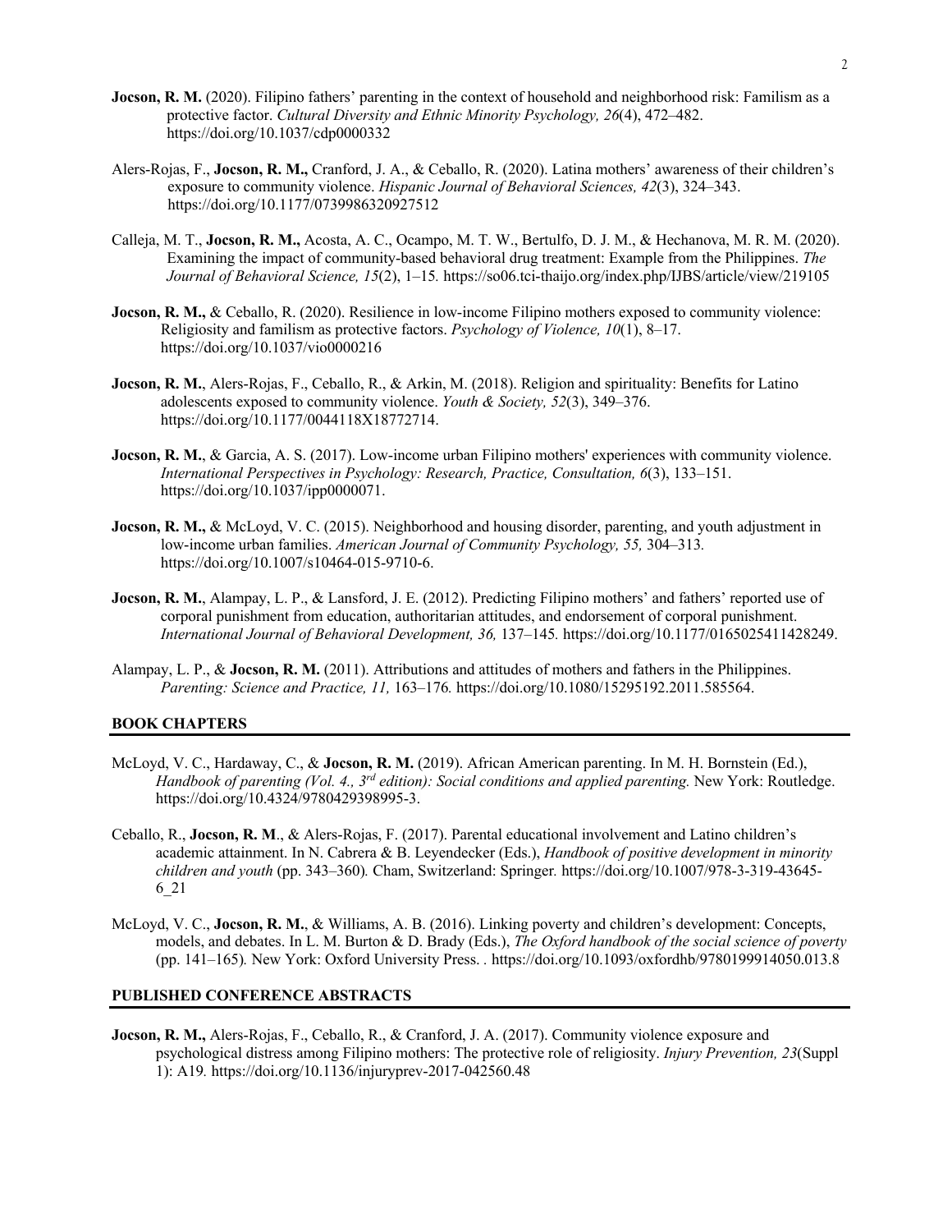**Jocson, R. M.** (2020). Filipino fathers' parenting in the context of household and neighborhood risk: Familism as a protective factor. *Cultural Diversity and Ethnic Minority Psychology, 26*(4), 472–482. https://doi.org/10.1037/cdp0000332

Alers-Rojas, F., **Jocson, R. M.,** Cranford, J. A., & Ceballo, R. (2020). Latina mothers' awareness of their children's exposure to community violence. *Hispanic Journal of Behavioral Sciences, 42*(3), 324–343. https://doi.org/10.1177/0739986320927512

Calleja, M. T., **Jocson, R. M.,** Acosta, A. C., Ocampo, M. T. W., Bertulfo, D. J. M., & Hechanova, M. R. M. (2020). Examining the impact of community-based behavioral drug treatment: Example from the Philippines. *The Journal of Behavioral Science, 15*(2), 1–15. https://so06.tci-thaijo.org/index.php/IJBS/article/view/219105

**Jocson, R. M.,** & Ceballo, R. (2020). Resilience in low-income Filipino mothers exposed to community violence: Religiosity and familism as protective factors. *Psychology of Violence, 10*(1), 8–17. https://doi.org/10.1037/vio0000216

**Jocson, R. M.**, Alers-Rojas, F., Ceballo, R., & Arkin, M. (2018). Religion and spirituality: Benefits for Latino adolescents exposed to community violence. *Youth & Society, 52*(3), 349–376. https://doi.org/10.1177/0044118X18772714.

**Jocson, R. M.**, & Garcia, A. S. (2017). Low-income urban Filipino mothers' experiences with community violence. *International Perspectives in Psychology: Research, Practice, Consultation, 6*(3), 133–151. https://doi.org/10.1037/ipp0000071.

**Jocson, R. M.,** & McLoyd, V. C. (2015). Neighborhood and housing disorder, parenting, and youth adjustment in low-income urban families. *American Journal of Community Psychology, 55,* 304–313. https://doi.org/10.1007/s10464-015-9710-6.

**Jocson, R. M.**, Alampay, L. P., & Lansford, J. E. (2012). Predicting Filipino mothers' and fathers' reported use of corporal punishment from education, authoritarian attitudes, and endorsement of corporal punishment. *International Journal of Behavioral Development, 36,* 137–145. https://doi.org/10.1177/0165025411428249.

Alampay, L. P., & **Jocson, R. M.** (2011). Attributions and attitudes of mothers and fathers in the Philippines. *Parenting: Science and Practice, 11,* 163–176. https://doi.org/10.1080/15295192.2011.585564.

## BOOK CHAPTERS

McLoyd, V. C., Hardaway, C., & **Jocson, R. M.** (2019). African American parenting. In M. H. Bornstein (Ed.), *Handbook of parenting (Vol. 4., 3rd edition): Social conditions and applied parenting.* New York: Routledge. https://doi.org/10.4324/9780429398995-3.

Ceballo, R., **Jocson, R. M**., & Alers-Rojas, F. (2017). Parental educational involvement and Latino children's academic attainment. In N. Cabrera & B. Leyendecker (Eds.), *Handbook of positive development in minority children and youth* (pp. 343–360)*.* Cham, Switzerland: Springer. https://doi.org/10.1007/978-3-319-43645-6_21

McLoyd, V. C., **Jocson, R. M.**, & Williams, A. B. (2016). Linking poverty and children's development: Concepts, models, and debates. In L. M. Burton & D. Brady (Eds.), *The Oxford handbook of the social science of poverty* (pp. 141–165)*.* New York: Oxford University Press. . https://doi.org/10.1093/oxfordhb/9780199914050.013.8

## PUBLISHED CONFERENCE ABSTRACTS

**Jocson, R. M.,** Alers-Rojas, F., Ceballo, R., & Cranford, J. A. (2017). Community violence exposure and psychological distress among Filipino mothers: The protective role of religiosity. *Injury Prevention, 23*(Suppl 1): A19*.* https://doi.org/10.1136/injuryprev-2017-042560.48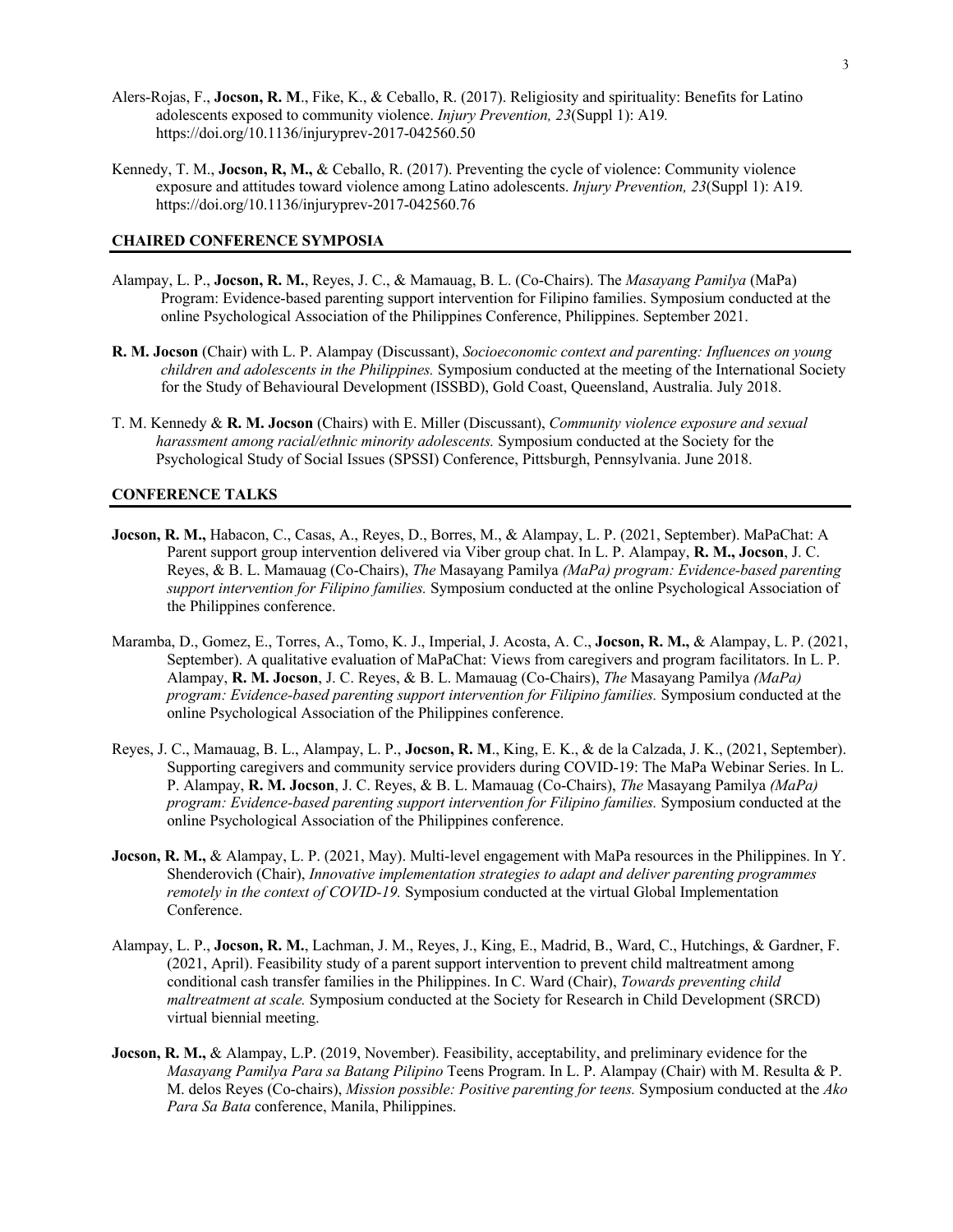Alers-Rojas, F., **Jocson, R. M**., Fike, K., & Ceballo, R. (2017). Religiosity and spirituality: Benefits for Latino adolescents exposed to community violence. *Injury Prevention, 23*(Suppl 1): A19*.* https://doi.org/10.1136/injuryprev-2017-042560.50

Kennedy, T. M., **Jocson, R, M.,** & Ceballo, R. (2017). Preventing the cycle of violence: Community violence exposure and attitudes toward violence among Latino adolescents. *Injury Prevention, 23*(Suppl 1): A19*.* https://doi.org/10.1136/injuryprev-2017-042560.76

## CHAIRED CONFERENCE SYMPOSIA

Alampay, L. P., **Jocson, R. M.**, Reyes, J. C., & Mamauag, B. L. (Co-Chairs). The *Masayang Pamilya* (MaPa) Program: Evidence-based parenting support intervention for Filipino families. Symposium conducted at the online Psychological Association of the Philippines Conference, Philippines. September 2021.

**R. M. Jocson** (Chair) with L. P. Alampay (Discussant), *Socioeconomic context and parenting: Influences on young children and adolescents in the Philippines.* Symposium conducted at the meeting of the International Society for the Study of Behavioural Development (ISSBD), Gold Coast, Queensland, Australia. July 2018.

T. M. Kennedy & **R. M. Jocson** (Chairs) with E. Miller (Discussant), *Community violence exposure and sexual harassment among racial/ethnic minority adolescents.* Symposium conducted at the Society for the Psychological Study of Social Issues (SPSSI) Conference, Pittsburgh, Pennsylvania. June 2018.

## CONFERENCE TALKS

**Jocson, R. M.,** Habacon, C., Casas, A., Reyes, D., Borres, M., & Alampay, L. P. (2021, September). MaPaChat: A Parent support group intervention delivered via Viber group chat. In L. P. Alampay, **R. M., Jocson**, J. C. Reyes, & B. L. Mamauag (Co-Chairs), *The* Masayang Pamilya *(MaPa) program: Evidence-based parenting support intervention for Filipino families.* Symposium conducted at the online Psychological Association of the Philippines conference.

Maramba, D., Gomez, E., Torres, A., Tomo, K. J., Imperial, J. Acosta, A. C., **Jocson, R. M.,** & Alampay, L. P. (2021, September). A qualitative evaluation of MaPaChat: Views from caregivers and program facilitators. In L. P. Alampay, **R. M. Jocson**, J. C. Reyes, & B. L. Mamauag (Co-Chairs), *The* Masayang Pamilya *(MaPa) program: Evidence-based parenting support intervention for Filipino families.* Symposium conducted at the online Psychological Association of the Philippines conference.

Reyes, J. C., Mamauag, B. L., Alampay, L. P., **Jocson, R. M**., King, E. K., & de la Calzada, J. K., (2021, September). Supporting caregivers and community service providers during COVID-19: The MaPa Webinar Series. In L. P. Alampay, **R. M. Jocson**, J. C. Reyes, & B. L. Mamauag (Co-Chairs), *The* Masayang Pamilya *(MaPa) program: Evidence-based parenting support intervention for Filipino families.* Symposium conducted at the online Psychological Association of the Philippines conference.

**Jocson, R. M.,** & Alampay, L. P. (2021, May). Multi-level engagement with MaPa resources in the Philippines. In Y. Shenderovich (Chair), *Innovative implementation strategies to adapt and deliver parenting programmes remotely in the context of COVID-19.* Symposium conducted at the virtual Global Implementation Conference.

Alampay, L. P., **Jocson, R. M.**, Lachman, J. M., Reyes, J., King, E., Madrid, B., Ward, C., Hutchings, & Gardner, F. (2021, April). Feasibility study of a parent support intervention to prevent child maltreatment among conditional cash transfer families in the Philippines. In C. Ward (Chair), *Towards preventing child maltreatment at scale.* Symposium conducted at the Society for Research in Child Development (SRCD) virtual biennial meeting.

**Jocson, R. M.,** & Alampay, L.P. (2019, November). Feasibility, acceptability, and preliminary evidence for the *Masayang Pamilya Para sa Batang Pilipino* Teens Program. In L. P. Alampay (Chair) with M. Resulta & P. M. delos Reyes (Co-chairs), *Mission possible: Positive parenting for teens.* Symposium conducted at the *Ako Para Sa Bata* conference, Manila, Philippines.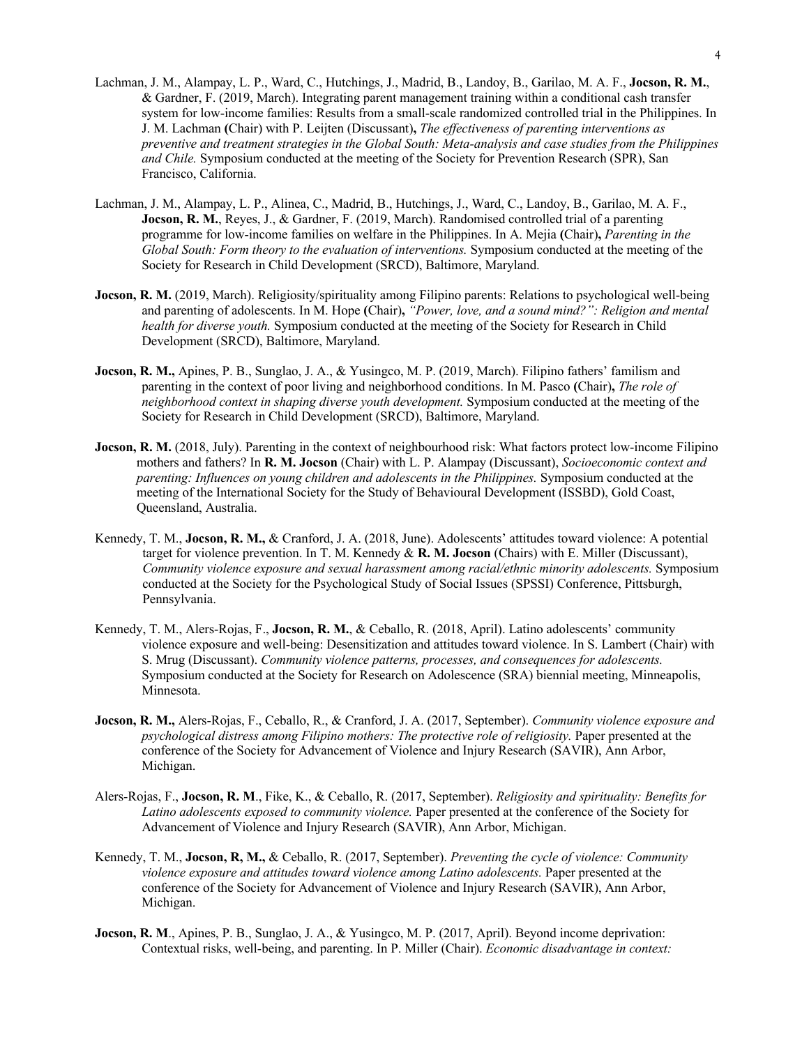Lachman, J. M., Alampay, L. P., Ward, C., Hutchings, J., Madrid, B., Landoy, B., Garilao, M. A. F., **Jocson, R. M.**, & Gardner, F. (2019, March). Integrating parent management training within a conditional cash transfer system for low-income families: Results from a small-scale randomized controlled trial in the Philippines. In J. M. Lachman **(**Chair) with P. Leijten (Discussant)**,** *The effectiveness of parenting interventions as preventive and treatment strategies in the Global South: Meta-analysis and case studies from the Philippines and Chile.* Symposium conducted at the meeting of the Society for Prevention Research (SPR), San Francisco, California.

Lachman, J. M., Alampay, L. P., Alinea, C., Madrid, B., Hutchings, J., Ward, C., Landoy, B., Garilao, M. A. F., **Jocson, R. M.**, Reyes, J., & Gardner, F. (2019, March). Randomised controlled trial of a parenting programme for low-income families on welfare in the Philippines. In A. Mejia **(**Chair)**,** *Parenting in the Global South: Form theory to the evaluation of interventions.* Symposium conducted at the meeting of the Society for Research in Child Development (SRCD), Baltimore, Maryland.

**Jocson, R. M.** (2019, March). Religiosity/spirituality among Filipino parents: Relations to psychological well-being and parenting of adolescents. In M. Hope **(**Chair)**,** *"Power, love, and a sound mind?": Religion and mental health for diverse youth.* Symposium conducted at the meeting of the Society for Research in Child Development (SRCD), Baltimore, Maryland.

**Jocson, R. M.,** Apines, P. B., Sunglao, J. A., & Yusingco, M. P. (2019, March). Filipino fathers' familism and parenting in the context of poor living and neighborhood conditions. In M. Pasco **(**Chair)**,** *The role of neighborhood context in shaping diverse youth development.* Symposium conducted at the meeting of the Society for Research in Child Development (SRCD), Baltimore, Maryland.

**Jocson, R. M.** (2018, July). Parenting in the context of neighbourhood risk: What factors protect low-income Filipino mothers and fathers? In **R. M. Jocson** (Chair) with L. P. Alampay (Discussant), *Socioeconomic context and parenting: Influences on young children and adolescents in the Philippines.* Symposium conducted at the meeting of the International Society for the Study of Behavioural Development (ISSBD), Gold Coast, Queensland, Australia.

Kennedy, T. M., **Jocson, R. M.,** & Cranford, J. A. (2018, June). Adolescents' attitudes toward violence: A potential target for violence prevention. In T. M. Kennedy & **R. M. Jocson** (Chairs) with E. Miller (Discussant), *Community violence exposure and sexual harassment among racial/ethnic minority adolescents.* Symposium conducted at the Society for the Psychological Study of Social Issues (SPSSI) Conference, Pittsburgh, Pennsylvania.

Kennedy, T. M., Alers-Rojas, F., **Jocson, R. M.**, & Ceballo, R. (2018, April). Latino adolescents' community violence exposure and well-being: Desensitization and attitudes toward violence. In S. Lambert (Chair) with S. Mrug (Discussant). *Community violence patterns, processes, and consequences for adolescents.* Symposium conducted at the Society for Research on Adolescence (SRA) biennial meeting, Minneapolis, Minnesota.

**Jocson, R. M.,** Alers-Rojas, F., Ceballo, R., & Cranford, J. A. (2017, September). *Community violence exposure and psychological distress among Filipino mothers: The protective role of religiosity.* Paper presented at the conference of the Society for Advancement of Violence and Injury Research (SAVIR), Ann Arbor, Michigan.

Alers-Rojas, F., **Jocson, R. M**., Fike, K., & Ceballo, R. (2017, September). *Religiosity and spirituality: Benefits for Latino adolescents exposed to community violence.* Paper presented at the conference of the Society for Advancement of Violence and Injury Research (SAVIR), Ann Arbor, Michigan.

Kennedy, T. M., **Jocson, R, M.,** & Ceballo, R. (2017, September). *Preventing the cycle of violence: Community violence exposure and attitudes toward violence among Latino adolescents.* Paper presented at the conference of the Society for Advancement of Violence and Injury Research (SAVIR), Ann Arbor, Michigan.

**Jocson, R. M**., Apines, P. B., Sunglao, J. A., & Yusingco, M. P. (2017, April). Beyond income deprivation: Contextual risks, well-being, and parenting. In P. Miller (Chair). *Economic disadvantage in context:*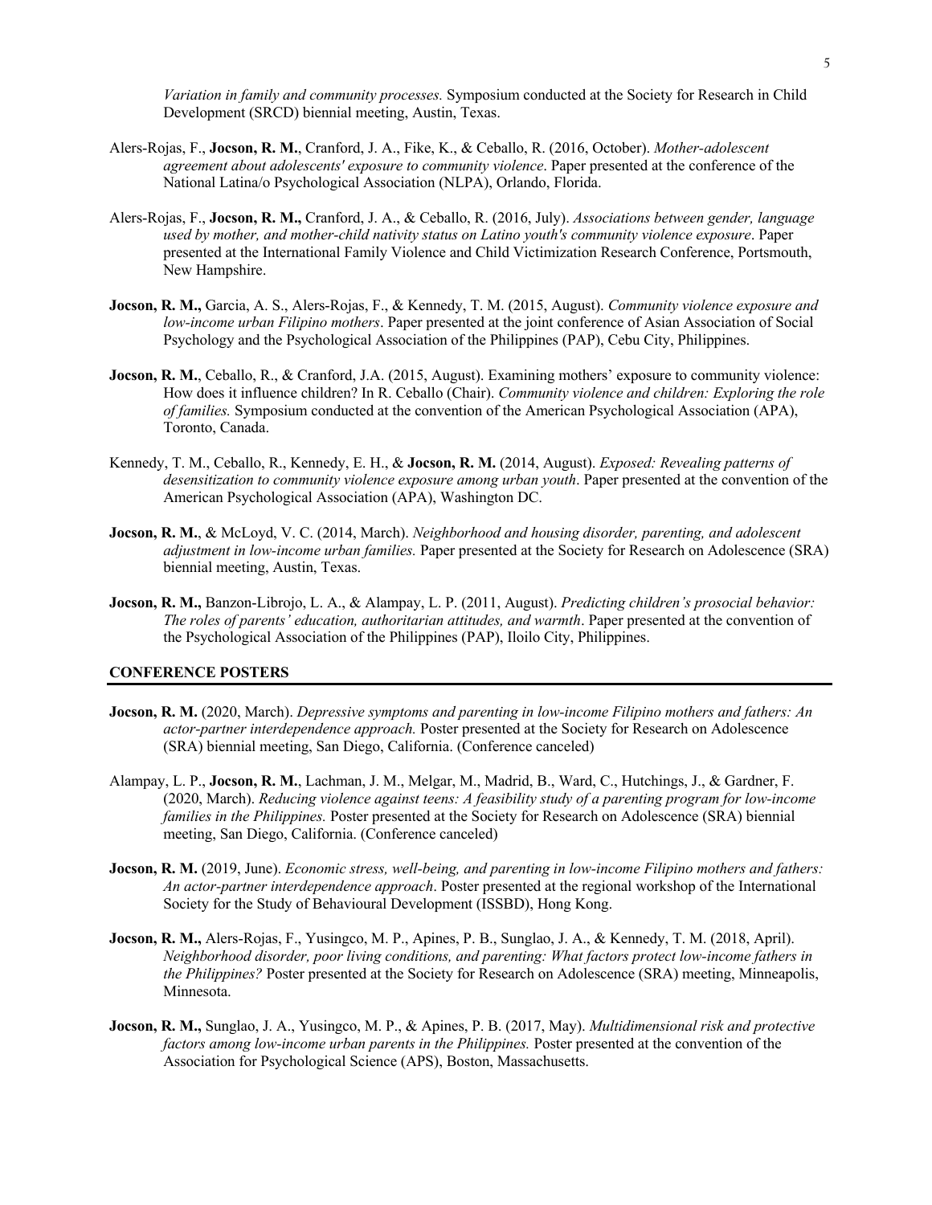*Variation in family and community processes.* Symposium conducted at the Society for Research in Child Development (SRCD) biennial meeting, Austin, Texas.

Alers-Rojas, F., **Jocson, R. M.**, Cranford, J. A., Fike, K., & Ceballo, R. (2016, October). *Mother-adolescent agreement about adolescents' exposure to community violence*. Paper presented at the conference of the National Latina/o Psychological Association (NLPA), Orlando, Florida.

Alers-Rojas, F., **Jocson, R. M.,** Cranford, J. A., & Ceballo, R. (2016, July). *Associations between gender, language used by mother, and mother-child nativity status on Latino youth's community violence exposure*. Paper presented at the International Family Violence and Child Victimization Research Conference, Portsmouth, New Hampshire.

**Jocson, R. M.,** Garcia, A. S., Alers-Rojas, F., & Kennedy, T. M. (2015, August). *Community violence exposure and low-income urban Filipino mothers*. Paper presented at the joint conference of Asian Association of Social Psychology and the Psychological Association of the Philippines (PAP), Cebu City, Philippines.

**Jocson, R. M.**, Ceballo, R., & Cranford, J.A. (2015, August). Examining mothers' exposure to community violence: How does it influence children? In R. Ceballo (Chair). *Community violence and children: Exploring the role of families.* Symposium conducted at the convention of the American Psychological Association (APA), Toronto, Canada.

Kennedy, T. M., Ceballo, R., Kennedy, E. H., & **Jocson, R. M.** (2014, August). *Exposed: Revealing patterns of desensitization to community violence exposure among urban youth*. Paper presented at the convention of the American Psychological Association (APA), Washington DC.

**Jocson, R. M.**, & McLoyd, V. C. (2014, March). *Neighborhood and housing disorder, parenting, and adolescent adjustment in low-income urban families.* Paper presented at the Society for Research on Adolescence (SRA) biennial meeting, Austin, Texas.

**Jocson, R. M.,** Banzon-Librojo, L. A., & Alampay, L. P. (2011, August). *Predicting children's prosocial behavior: The roles of parents' education, authoritarian attitudes, and warmth*. Paper presented at the convention of the Psychological Association of the Philippines (PAP), Iloilo City, Philippines.

## CONFERENCE POSTERS

**Jocson, R. M.** (2020, March). *Depressive symptoms and parenting in low-income Filipino mothers and fathers: An actor-partner interdependence approach.* Poster presented at the Society for Research on Adolescence (SRA) biennial meeting, San Diego, California. (Conference canceled)

Alampay, L. P., **Jocson, R. M.**, Lachman, J. M., Melgar, M., Madrid, B., Ward, C., Hutchings, J., & Gardner, F. (2020, March). *Reducing violence against teens: A feasibility study of a parenting program for low-income families in the Philippines.* Poster presented at the Society for Research on Adolescence (SRA) biennial meeting, San Diego, California. (Conference canceled)

**Jocson, R. M.** (2019, June). *Economic stress, well-being, and parenting in low-income Filipino mothers and fathers: An actor-partner interdependence approach*. Poster presented at the regional workshop of the International Society for the Study of Behavioural Development (ISSBD), Hong Kong.

**Jocson, R. M.,** Alers-Rojas, F., Yusingco, M. P., Apines, P. B., Sunglao, J. A., & Kennedy, T. M. (2018, April). *Neighborhood disorder, poor living conditions, and parenting: What factors protect low-income fathers in the Philippines?* Poster presented at the Society for Research on Adolescence (SRA) meeting, Minneapolis, Minnesota.

**Jocson, R. M.,** Sunglao, J. A., Yusingco, M. P., & Apines, P. B. (2017, May). *Multidimensional risk and protective factors among low-income urban parents in the Philippines.* Poster presented at the convention of the Association for Psychological Science (APS), Boston, Massachusetts.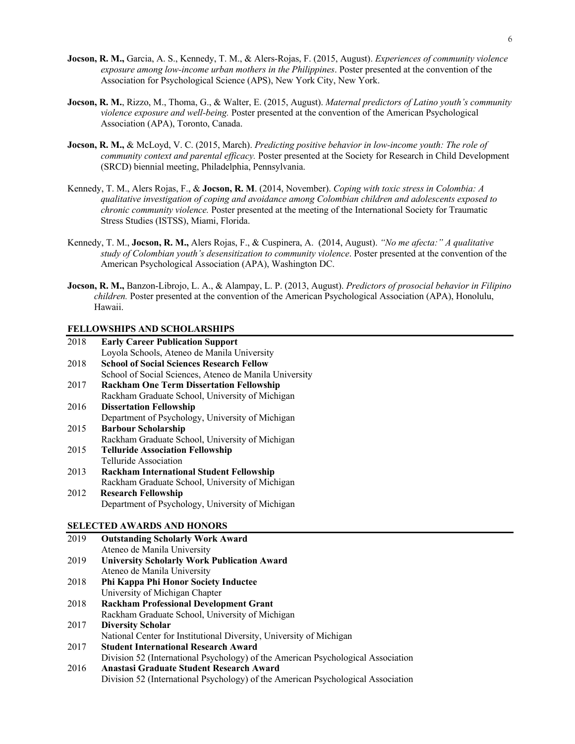**Jocson, R. M.,** Garcia, A. S., Kennedy, T. M., & Alers-Rojas, F. (2015, August). *Experiences of community violence exposure among low-income urban mothers in the Philippines*. Poster presented at the convention of the Association for Psychological Science (APS), New York City, New York.

**Jocson, R. M.**, Rizzo, M., Thoma, G., & Walter, E. (2015, August). *Maternal predictors of Latino youth's community violence exposure and well-being.* Poster presented at the convention of the American Psychological Association (APA), Toronto, Canada.

**Jocson, R. M.,** & McLoyd, V. C. (2015, March). *Predicting positive behavior in low-income youth: The role of community context and parental efficacy.* Poster presented at the Society for Research in Child Development (SRCD) biennial meeting, Philadelphia, Pennsylvania.

Kennedy, T. M., Alers Rojas, F., & **Jocson, R. M**. (2014, November). *Coping with toxic stress in Colombia: A qualitative investigation of coping and avoidance among Colombian children and adolescents exposed to chronic community violence.* Poster presented at the meeting of the International Society for Traumatic Stress Studies (ISTSS), Miami, Florida.

Kennedy, T. M., **Jocson, R. M.,** Alers Rojas, F., & Cuspinera, A. (2014, August). *"No me afecta:" A qualitative study of Colombian youth's desensitization to community violence*. Poster presented at the convention of the American Psychological Association (APA), Washington DC.

**Jocson, R. M.,** Banzon-Librojo, L. A., & Alampay, L. P. (2013, August). *Predictors of prosocial behavior in Filipino children.* Poster presented at the convention of the American Psychological Association (APA), Honolulu, Hawaii.

## FELLOWSHIPS AND SCHOLARSHIPS

2018 **Early Career Publication Support**
Loyola Schools, Ateneo de Manila University

2018 **School of Social Sciences Research Fellow**
School of Social Sciences, Ateneo de Manila University

2017 **Rackham One Term Dissertation Fellowship**
Rackham Graduate School, University of Michigan

2016 **Dissertation Fellowship**
Department of Psychology, University of Michigan

2015 **Barbour Scholarship**
Rackham Graduate School, University of Michigan

2015 **Telluride Association Fellowship**
Telluride Association

2013 **Rackham International Student Fellowship**
Rackham Graduate School, University of Michigan

2012 **Research Fellowship**
Department of Psychology, University of Michigan

## SELECTED AWARDS AND HONORS

2019 **Outstanding Scholarly Work Award**
Ateneo de Manila University

2019 **University Scholarly Work Publication Award**
Ateneo de Manila University

2018 **Phi Kappa Phi Honor Society Inductee**
University of Michigan Chapter

2018 **Rackham Professional Development Grant**
Rackham Graduate School, University of Michigan

2017 **Diversity Scholar**
National Center for Institutional Diversity, University of Michigan

2017 **Student International Research Award**
Division 52 (International Psychology) of the American Psychological Association

2016 **Anastasi Graduate Student Research Award**
Division 52 (International Psychology) of the American Psychological Association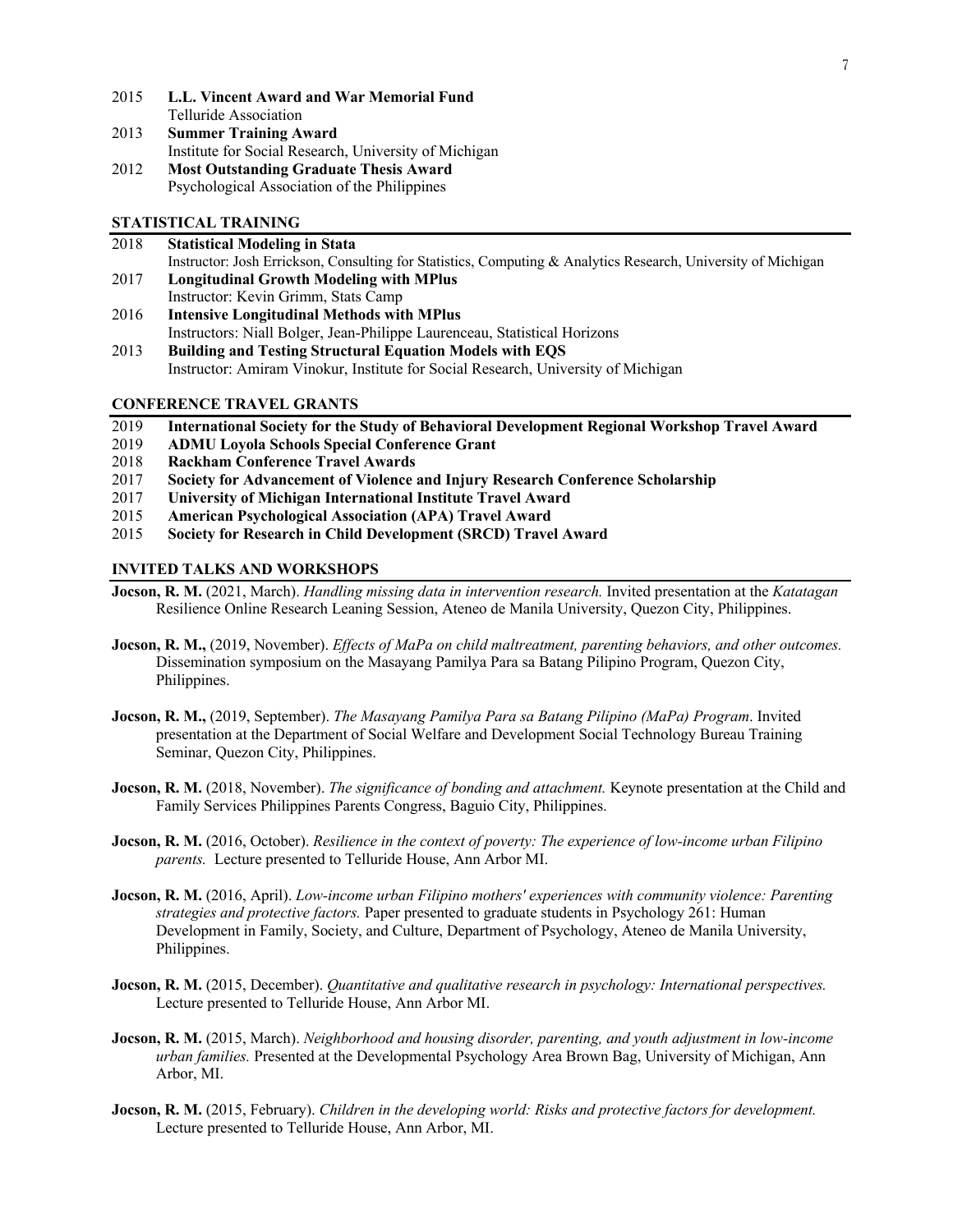2015 **L.L. Vincent Award and War Memorial Fund**
Telluride Association

2013 **Summer Training Award**
Institute for Social Research, University of Michigan

2012 **Most Outstanding Graduate Thesis Award**
Psychological Association of the Philippines

## STATISTICAL TRAINING

2018 **Statistical Modeling in Stata**
Instructor: Josh Errickson, Consulting for Statistics, Computing & Analytics Research, University of Michigan

2017 **Longitudinal Growth Modeling with MPlus**
Instructor: Kevin Grimm, Stats Camp

2016 **Intensive Longitudinal Methods with MPlus**
Instructors: Niall Bolger, Jean-Philippe Laurenceau, Statistical Horizons

2013 **Building and Testing Structural Equation Models with EQS**
Instructor: Amiram Vinokur, Institute for Social Research, University of Michigan

## CONFERENCE TRAVEL GRANTS

2019 **International Society for the Study of Behavioral Development Regional Workshop Travel Award**
2019 **ADMU Loyola Schools Special Conference Grant**
2018 **Rackham Conference Travel Awards**
2017 **Society for Advancement of Violence and Injury Research Conference Scholarship**
2017 **University of Michigan International Institute Travel Award**
2015 **American Psychological Association (APA) Travel Award**
2015 **Society for Research in Child Development (SRCD) Travel Award**

## INVITED TALKS AND WORKSHOPS

**Jocson, R. M.** (2021, March). *Handling missing data in intervention research.* Invited presentation at the *Katatagan* Resilience Online Research Leaning Session, Ateneo de Manila University, Quezon City, Philippines.

**Jocson, R. M.,** (2019, November). *Effects of MaPa on child maltreatment, parenting behaviors, and other outcomes.* Dissemination symposium on the Masayang Pamilya Para sa Batang Pilipino Program, Quezon City, Philippines.

**Jocson, R. M.,** (2019, September). *The Masayang Pamilya Para sa Batang Pilipino (MaPa) Program*. Invited presentation at the Department of Social Welfare and Development Social Technology Bureau Training Seminar, Quezon City, Philippines.

**Jocson, R. M.** (2018, November). *The significance of bonding and attachment.* Keynote presentation at the Child and Family Services Philippines Parents Congress, Baguio City, Philippines.

**Jocson, R. M.** (2016, October). *Resilience in the context of poverty: The experience of low-income urban Filipino parents.* Lecture presented to Telluride House, Ann Arbor MI.

**Jocson, R. M.** (2016, April). *Low-income urban Filipino mothers' experiences with community violence: Parenting strategies and protective factors.* Paper presented to graduate students in Psychology 261: Human Development in Family, Society, and Culture, Department of Psychology, Ateneo de Manila University, Philippines.

**Jocson, R. M.** (2015, December). *Quantitative and qualitative research in psychology: International perspectives.* Lecture presented to Telluride House, Ann Arbor MI.

**Jocson, R. M.** (2015, March). *Neighborhood and housing disorder, parenting, and youth adjustment in low-income urban families.* Presented at the Developmental Psychology Area Brown Bag, University of Michigan, Ann Arbor, MI.

**Jocson, R. M.** (2015, February). *Children in the developing world: Risks and protective factors for development.* Lecture presented to Telluride House, Ann Arbor, MI.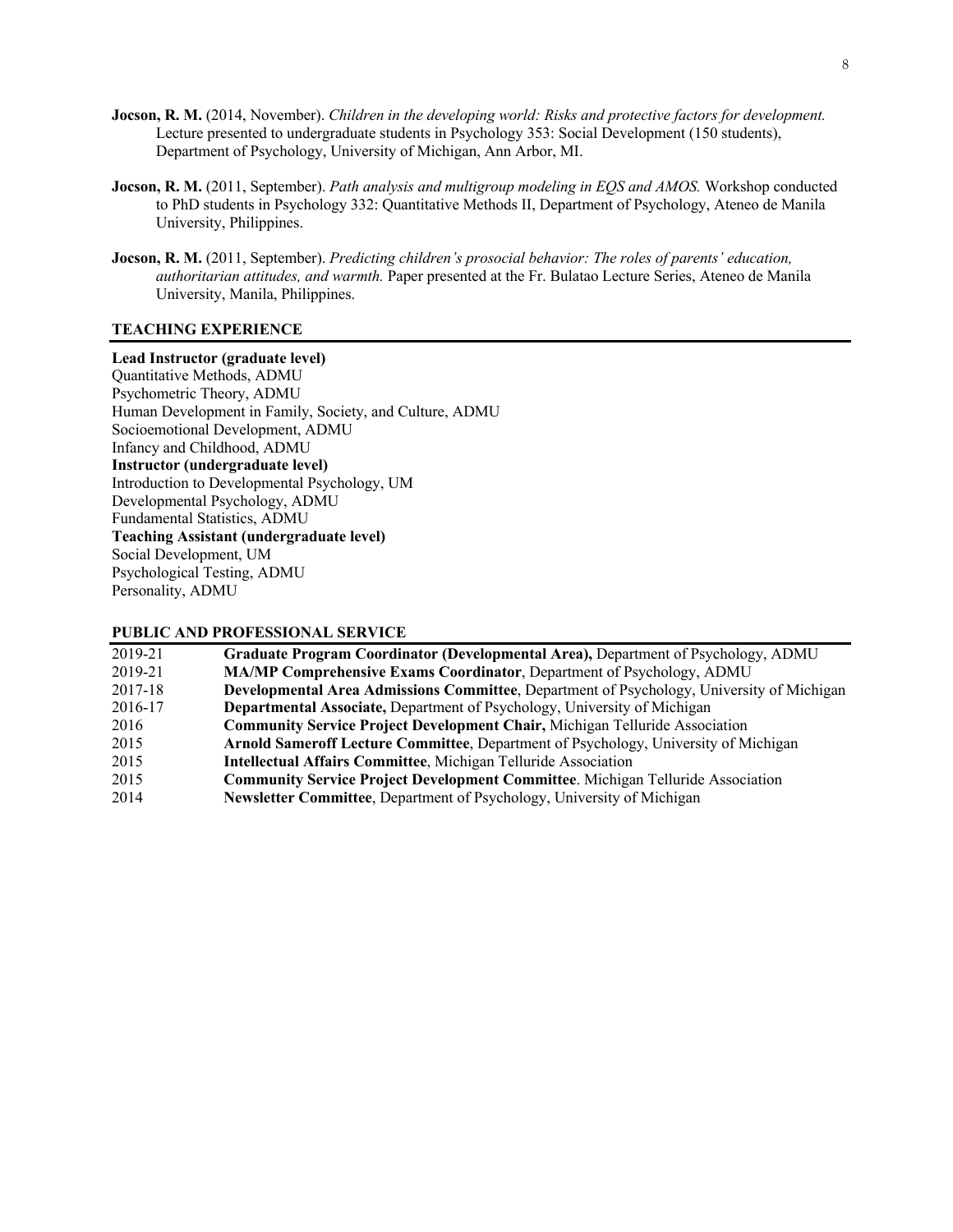**Jocson, R. M.** (2014, November). *Children in the developing world: Risks and protective factors for development.* Lecture presented to undergraduate students in Psychology 353: Social Development (150 students), Department of Psychology, University of Michigan, Ann Arbor, MI.

**Jocson, R. M.** (2011, September). *Path analysis and multigroup modeling in EQS and AMOS.* Workshop conducted to PhD students in Psychology 332: Quantitative Methods II, Department of Psychology, Ateneo de Manila University, Philippines.

**Jocson, R. M.** (2011, September). *Predicting children's prosocial behavior: The roles of parents' education, authoritarian attitudes, and warmth.* Paper presented at the Fr. Bulatao Lecture Series, Ateneo de Manila University, Manila, Philippines.

## TEACHING EXPERIENCE

**Lead Instructor (graduate level)**
Quantitative Methods, ADMU
Psychometric Theory, ADMU
Human Development in Family, Society, and Culture, ADMU
Socioemotional Development, ADMU
Infancy and Childhood, ADMU
**Instructor (undergraduate level)**
Introduction to Developmental Psychology, UM
Developmental Psychology, ADMU
Fundamental Statistics, ADMU
**Teaching Assistant (undergraduate level)**
Social Development, UM
Psychological Testing, ADMU
Personality, ADMU

## PUBLIC AND PROFESSIONAL SERVICE

| | |
|---|---|
| 2019-21 | **Graduate Program Coordinator (Developmental Area),** Department of Psychology, ADMU |
| 2019-21 | **MA/MP Comprehensive Exams Coordinator**, Department of Psychology, ADMU |
| 2017-18 | **Developmental Area Admissions Committee**, Department of Psychology, University of Michigan |
| 2016-17 | **Departmental Associate,** Department of Psychology, University of Michigan |
| 2016 | **Community Service Project Development Chair,** Michigan Telluride Association |
| 2015 | **Arnold Sameroff Lecture Committee**, Department of Psychology, University of Michigan |
| 2015 | **Intellectual Affairs Committee**, Michigan Telluride Association |
| 2015 | **Community Service Project Development Committee**. Michigan Telluride Association |
| 2014 | **Newsletter Committee**, Department of Psychology, University of Michigan |